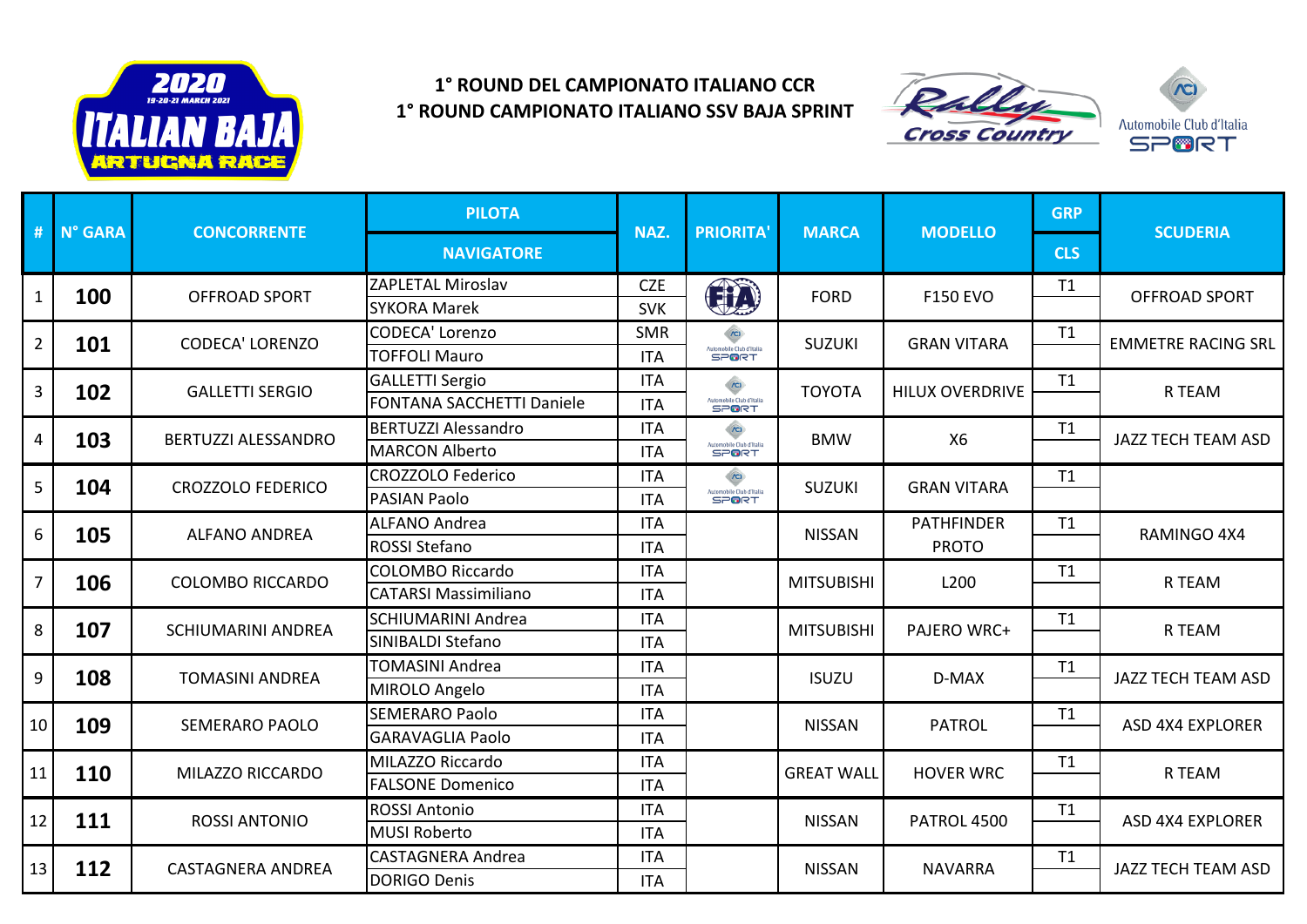2020 19-20-21 MARCH 2021 ITALIAN BAJA ARTUGNA RACE

**1° ROUND DEL CAMPIONATO ITALIANO CCR**
**1° ROUND CAMPIONATO ITALIANO SSV BAJA SPRINT**

| # | N° GARA | CONCORRENTE | PILOTA / NAVIGATORE | NAZ. | PRIORITA' | MARCA | MODELLO | GRP / CLS | SCUDERIA |
|---|---|---|---|---|---|---|---|---|---|
| 1 | **100** | OFFROAD SPORT | ZAPLETAL Miroslav | CZE | FIA | FORD | F150 EVO | T1 | OFFROAD SPORT |
| | | | SYKORA Marek | SVK | | | | | |
| 2 | **101** | CODECA' LORENZO | CODECA' Lorenzo | SMR | ACI SPORT | SUZUKI | GRAN VITARA | T1 | EMMETRE RACING SRL |
| | | | TOFFOLI Mauro | ITA | | | | | |
| 3 | **102** | GALLETTI SERGIO | GALLETTI Sergio | ITA | ACI SPORT | TOYOTA | HILUX OVERDRIVE | T1 | R TEAM |
| | | | FONTANA SACCHETTI Daniele | ITA | | | | | |
| 4 | **103** | BERTUZZI ALESSANDRO | BERTUZZI Alessandro | ITA | ACI SPORT | BMW | X6 | T1 | JAZZ TECH TEAM ASD |
| | | | MARCON Alberto | ITA | | | | | |
| 5 | **104** | CROZZOLO FEDERICO | CROZZOLO Federico | ITA | ACI SPORT | SUZUKI | GRAN VITARA | T1 | |
| | | | PASIAN Paolo | ITA | | | | | |
| 6 | **105** | ALFANO ANDREA | ALFANO Andrea | ITA | | NISSAN | PATHFINDER PROTO | T1 | RAMINGO 4X4 |
| | | | ROSSI Stefano | ITA | | | | | |
| 7 | **106** | COLOMBO RICCARDO | COLOMBO Riccardo | ITA | | MITSUBISHI | L200 | T1 | R TEAM |
| | | | CATARSI Massimiliano | ITA | | | | | |
| 8 | **107** | SCHIUMARINI ANDREA | SCHIUMARINI Andrea | ITA | | MITSUBISHI | PAJERO WRC+ | T1 | R TEAM |
| | | | SINIBALDI Stefano | ITA | | | | | |
| 9 | **108** | TOMASINI ANDREA | TOMASINI Andrea | ITA | | ISUZU | D-MAX | T1 | JAZZ TECH TEAM ASD |
| | | | MIROLO Angelo | ITA | | | | | |
| 10 | **109** | SEMERARO PAOLO | SEMERARO Paolo | ITA | | NISSAN | PATROL | T1 | ASD 4X4 EXPLORER |
| | | | GARAVAGLIA Paolo | ITA | | | | | |
| 11 | **110** | MILAZZO RICCARDO | MILAZZO Riccardo | ITA | | GREAT WALL | HOVER WRC | T1 | R TEAM |
| | | | FALSONE Domenico | ITA | | | | | |
| 12 | **111** | ROSSI ANTONIO | ROSSI Antonio | ITA | | NISSAN | PATROL 4500 | T1 | ASD 4X4 EXPLORER |
| | | | MUSI Roberto | ITA | | | | | |
| 13 | **112** | CASTAGNERA ANDREA | CASTAGNERA Andrea | ITA | | NISSAN | NAVARRA | T1 | JAZZ TECH TEAM ASD |
| | | | DORIGO Denis | ITA | | | | | |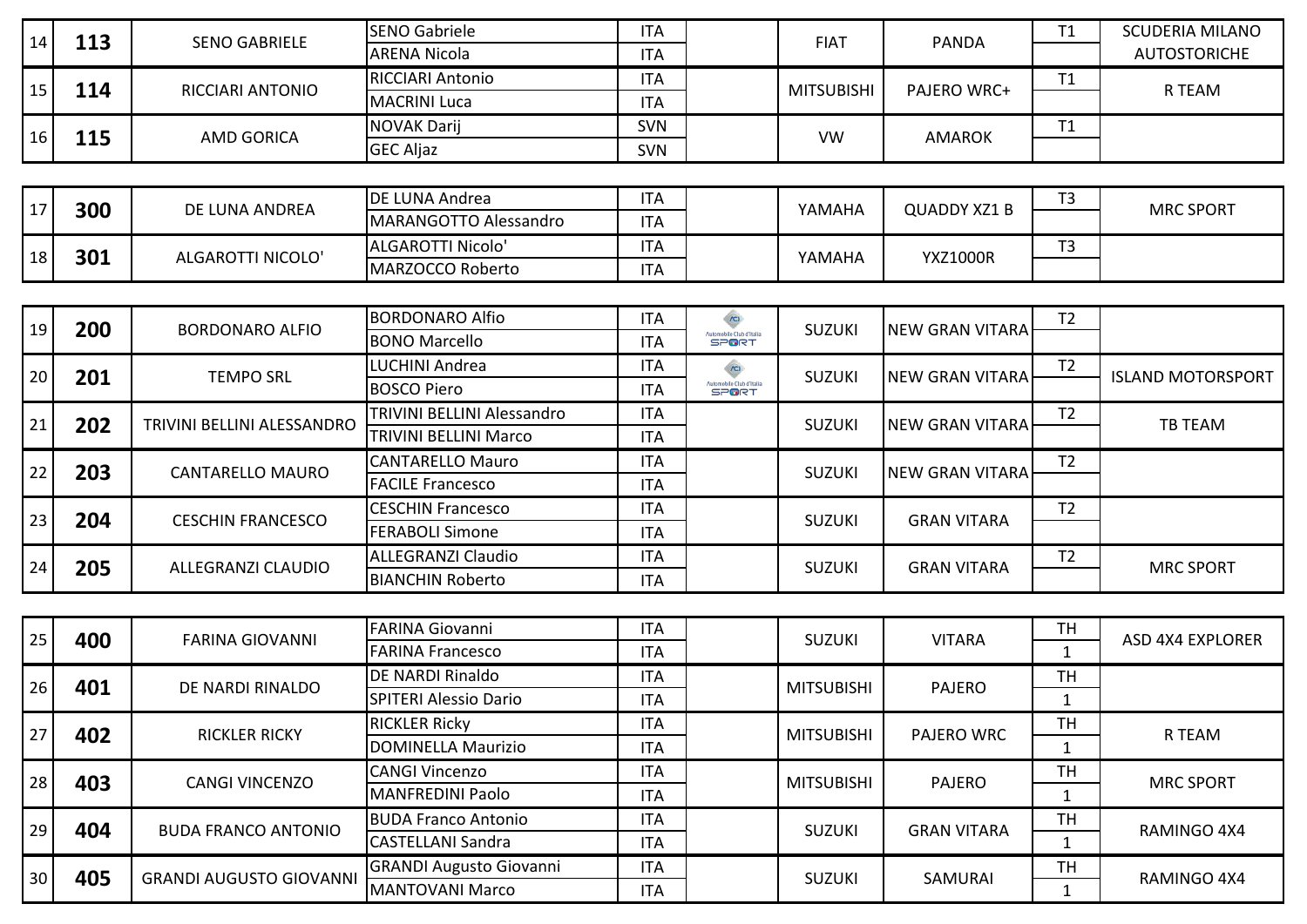| | | | | | | | | | |
|---|---|---|---|---|---|---|---|---|---|
| 14 | **113** | SENO GABRIELE | SENO Gabriele<br>ARENA Nicola | ITA<br>ITA | | FIAT | PANDA | T1 | SCUDERIA MILANO AUTOSTORICHE |
| 15 | **114** | RICCIARI ANTONIO | RICCIARI Antonio<br>MACRINI Luca | ITA<br>ITA | | MITSUBISHI | PAJERO WRC+ | T1 | R TEAM |
| 16 | **115** | AMD GORICA | NOVAK Darij<br>GEC Aljaz | SVN<br>SVN | | VW | AMAROK | T1 | |
| 17 | **300** | DE LUNA ANDREA | DE LUNA Andrea<br>MARANGOTTO Alessandro | ITA<br>ITA | | YAMAHA | QUADDY XZ1 B | T3 | MRC SPORT |
| 18 | **301** | ALGAROTTI NICOLO' | ALGAROTTI Nicolo'<br>MARZOCCO Roberto | ITA<br>ITA | | YAMAHA | YXZ1000R | T3 | |
| 19 | **200** | BORDONARO ALFIO | BORDONARO Alfio<br>BONO Marcello | ITA<br>ITA | Automobile Club d'Italia SPORT | SUZUKI | NEW GRAN VITARA | T2 | |
| 20 | **201** | TEMPO SRL | LUCHINI Andrea<br>BOSCO Piero | ITA<br>ITA | Automobile Club d'Italia SPORT | SUZUKI | NEW GRAN VITARA | T2 | ISLAND MOTORSPORT |
| 21 | **202** | TRIVINI BELLINI ALESSANDRO | TRIVINI BELLINI Alessandro<br>TRIVINI BELLINI Marco | ITA<br>ITA | | SUZUKI | NEW GRAN VITARA | T2 | TB TEAM |
| 22 | **203** | CANTARELLO MAURO | CANTARELLO Mauro<br>FACILE Francesco | ITA<br>ITA | | SUZUKI | NEW GRAN VITARA | T2 | |
| 23 | **204** | CESCHIN FRANCESCO | CESCHIN Francesco<br>FERABOLI Simone | ITA<br>ITA | | SUZUKI | GRAN VITARA | T2 | |
| 24 | **205** | ALLEGRANZI CLAUDIO | ALLEGRANZI Claudio<br>BIANCHIN Roberto | ITA<br>ITA | | SUZUKI | GRAN VITARA | T2 | MRC SPORT |
| 25 | **400** | FARINA GIOVANNI | FARINA Giovanni<br>FARINA Francesco | ITA<br>ITA | | SUZUKI | VITARA | TH<br>1 | ASD 4X4 EXPLORER |
| 26 | **401** | DE NARDI RINALDO | DE NARDI Rinaldo<br>SPITERI Alessio Dario | ITA<br>ITA | | MITSUBISHI | PAJERO | TH<br>1 | |
| 27 | **402** | RICKLER RICKY | RICKLER Ricky<br>DOMINELLA Maurizio | ITA<br>ITA | | MITSUBISHI | PAJERO WRC | TH<br>1 | R TEAM |
| 28 | **403** | CANGI VINCENZO | CANGI Vincenzo<br>MANFREDINI Paolo | ITA<br>ITA | | MITSUBISHI | PAJERO | TH<br>1 | MRC SPORT |
| 29 | **404** | BUDA FRANCO ANTONIO | BUDA Franco Antonio<br>CASTELLANI Sandra | ITA<br>ITA | | SUZUKI | GRAN VITARA | TH<br>1 | RAMINGO 4X4 |
| 30 | **405** | GRANDI AUGUSTO GIOVANNI | GRANDI Augusto Giovanni<br>MANTOVANI Marco | ITA<br>ITA | | SUZUKI | SAMURAI | TH<br>1 | RAMINGO 4X4 |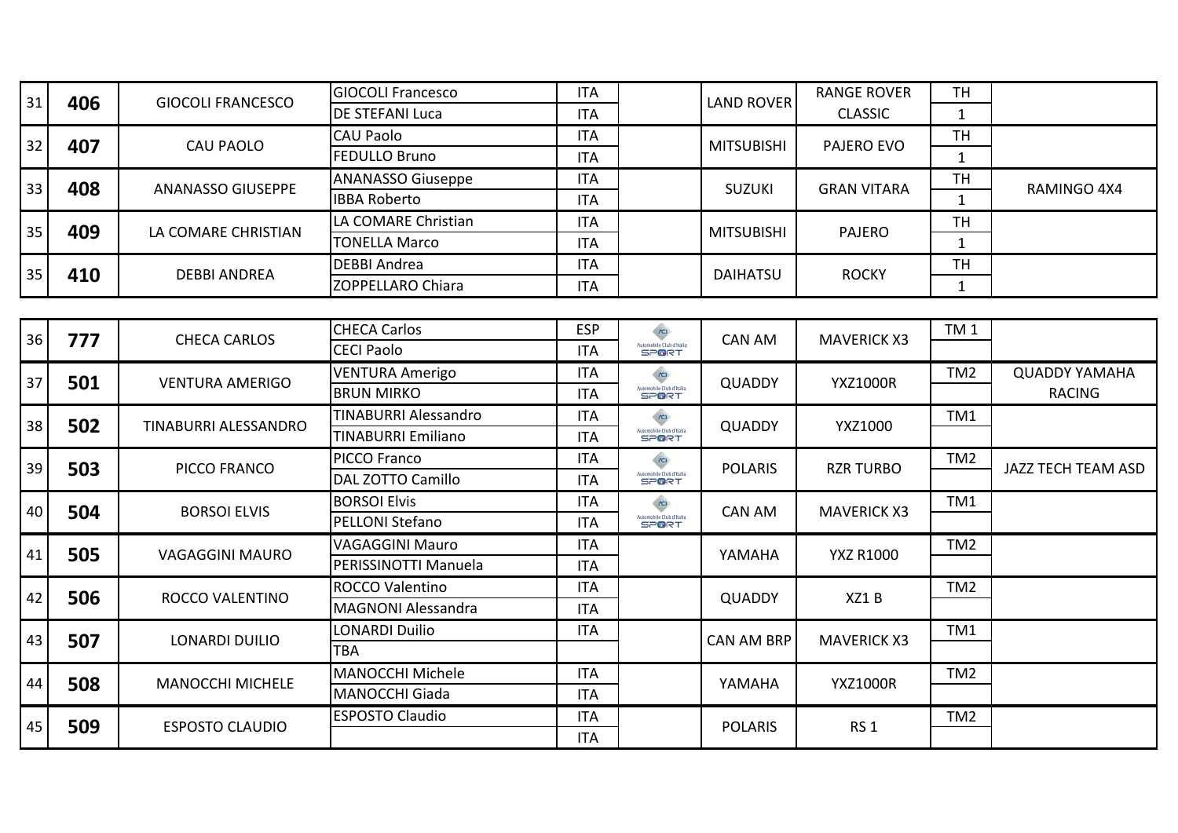| | | | | | | | | | |
|---|---|---|---|---|---|---|---|---|---|
| 31 | **406** | GIOCOLI FRANCESCO | GIOCOLI Francesco | ITA | | LAND ROVER | RANGE ROVER | TH | |
| | | | DE STEFANI Luca | ITA | | | CLASSIC | 1 | |
| 32 | **407** | CAU PAOLO | CAU Paolo | ITA | | MITSUBISHI | PAJERO EVO | TH | |
| | | | FEDULLO Bruno | ITA | | | | 1 | |
| 33 | **408** | ANANASSO GIUSEPPE | ANANASSO Giuseppe | ITA | | SUZUKI | GRAN VITARA | TH | RAMINGO 4X4 |
| | | | IBBA Roberto | ITA | | | | 1 | |
| 35 | **409** | LA COMARE CHRISTIAN | LA COMARE Christian | ITA | | MITSUBISHI | PAJERO | TH | |
| | | | TONELLA Marco | ITA | | | | 1 | |
| 35 | **410** | DEBBI ANDREA | DEBBI Andrea | ITA | | DAIHATSU | ROCKY | TH | |
| | | | ZOPPELLARO Chiara | ITA | | | | 1 | |

| | | | | | | | | | |
|---|---|---|---|---|---|---|---|---|---|
| 36 | **777** | CHECA CARLOS | CHECA Carlos | ESP | ACI Automobile Club d'Italia SPORT | CAN AM | MAVERICK X3 | TM 1 | |
| | | | CECI Paolo | ITA | | | | | |
| 37 | **501** | VENTURA AMERIGO | VENTURA Amerigo | ITA | ACI Automobile Club d'Italia SPORT | QUADDY | YXZ1000R | TM2 | QUADDY YAMAHA RACING |
| | | | BRUN MIRKO | ITA | | | | | |
| 38 | **502** | TINABURRI ALESSANDRO | TINABURRI Alessandro | ITA | ACI Automobile Club d'Italia SPORT | QUADDY | YXZ1000 | TM1 | |
| | | | TINABURRI Emiliano | ITA | | | | | |
| 39 | **503** | PICCO FRANCO | PICCO Franco | ITA | ACI Automobile Club d'Italia SPORT | POLARIS | RZR TURBO | TM2 | JAZZ TECH TEAM ASD |
| | | | DAL ZOTTO Camillo | ITA | | | | | |
| 40 | **504** | BORSOI ELVIS | BORSOI Elvis | ITA | ACI Automobile Club d'Italia SPORT | CAN AM | MAVERICK X3 | TM1 | |
| | | | PELLONI Stefano | ITA | | | | | |
| 41 | **505** | VAGAGGINI MAURO | VAGAGGINI Mauro | ITA | | YAMAHA | YXZ R1000 | TM2 | |
| | | | PERISSINOTTI Manuela | ITA | | | | | |
| 42 | **506** | ROCCO VALENTINO | ROCCO Valentino | ITA | | QUADDY | XZ1 B | TM2 | |
| | | | MAGNONI Alessandra | ITA | | | | | |
| 43 | **507** | LONARDI DUILIO | LONARDI Duilio | ITA | | CAN AM BRP | MAVERICK X3 | TM1 | |
| | | | TBA | | | | | | |
| 44 | **508** | MANOCCHI MICHELE | MANOCCHI Michele | ITA | | YAMAHA | YXZ1000R | TM2 | |
| | | | MANOCCHI Giada | ITA | | | | | |
| 45 | **509** | ESPOSTO CLAUDIO | ESPOSTO Claudio | ITA | | POLARIS | RS 1 | TM2 | |
| | | | | ITA | | | | | |